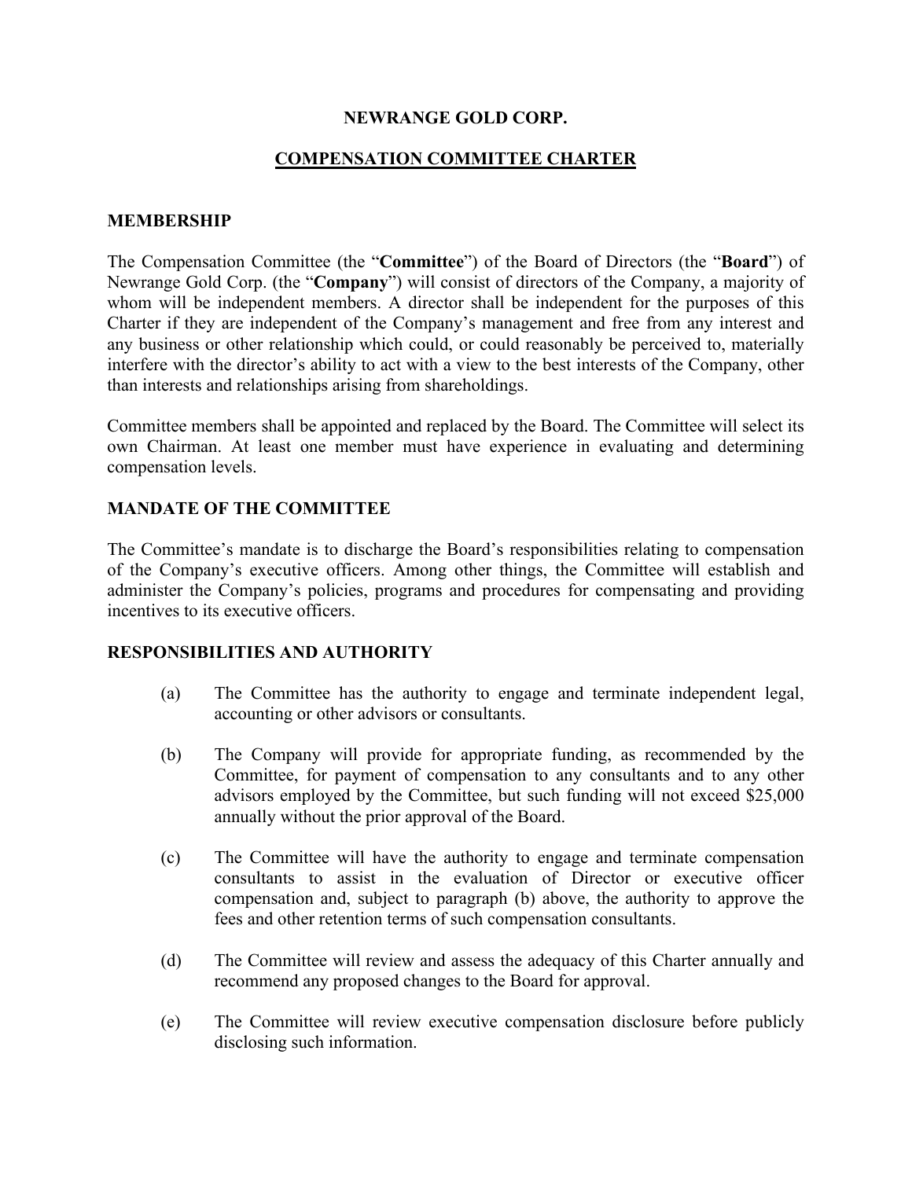# NEWRANGE GOLD CORP.

## COMPENSATION COMMITTEE CHARTER

### MEMBERSHIP

The Compensation Committee (the "**Committee**") of the Board of Directors (the "**Board**") of Newrange Gold Corp. (the "**Company**") will consist of directors of the Company, a majority of whom will be independent members. A director shall be independent for the purposes of this Charter if they are independent of the Company's management and free from any interest and any business or other relationship which could, or could reasonably be perceived to, materially interfere with the director's ability to act with a view to the best interests of the Company, other than interests and relationships arising from shareholdings.

Committee members shall be appointed and replaced by the Board. The Committee will select its own Chairman. At least one member must have experience in evaluating and determining compensation levels.

### MANDATE OF THE COMMITTEE

The Committee's mandate is to discharge the Board's responsibilities relating to compensation of the Company's executive officers. Among other things, the Committee will establish and administer the Company's policies, programs and procedures for compensating and providing incentives to its executive officers.

### RESPONSIBILITIES AND AUTHORITY

(a) The Committee has the authority to engage and terminate independent legal, accounting or other advisors or consultants.

(b) The Company will provide for appropriate funding, as recommended by the Committee, for payment of compensation to any consultants and to any other advisors employed by the Committee, but such funding will not exceed $25,000 annually without the prior approval of the Board.

(c) The Committee will have the authority to engage and terminate compensation consultants to assist in the evaluation of Director or executive officer compensation and, subject to paragraph (b) above, the authority to approve the fees and other retention terms of such compensation consultants.

(d) The Committee will review and assess the adequacy of this Charter annually and recommend any proposed changes to the Board for approval.

(e) The Committee will review executive compensation disclosure before publicly disclosing such information.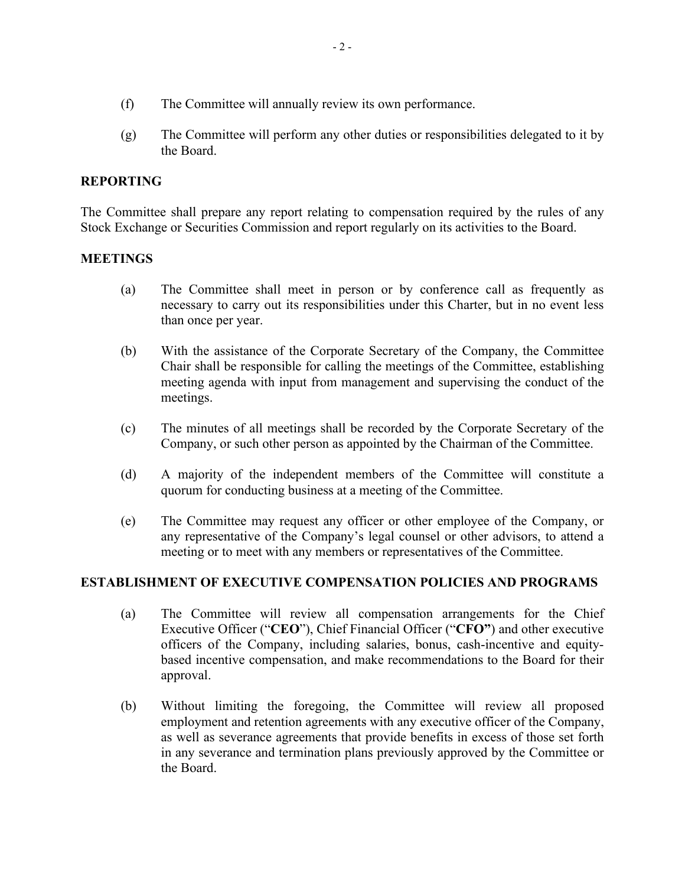(f) The Committee will annually review its own performance.

(g) The Committee will perform any other duties or responsibilities delegated to it by the Board.

## REPORTING

The Committee shall prepare any report relating to compensation required by the rules of any Stock Exchange or Securities Commission and report regularly on its activities to the Board.

## MEETINGS

(a) The Committee shall meet in person or by conference call as frequently as necessary to carry out its responsibilities under this Charter, but in no event less than once per year.

(b) With the assistance of the Corporate Secretary of the Company, the Committee Chair shall be responsible for calling the meetings of the Committee, establishing meeting agenda with input from management and supervising the conduct of the meetings.

(c) The minutes of all meetings shall be recorded by the Corporate Secretary of the Company, or such other person as appointed by the Chairman of the Committee.

(d) A majority of the independent members of the Committee will constitute a quorum for conducting business at a meeting of the Committee.

(e) The Committee may request any officer or other employee of the Company, or any representative of the Company's legal counsel or other advisors, to attend a meeting or to meet with any members or representatives of the Committee.

## ESTABLISHMENT OF EXECUTIVE COMPENSATION POLICIES AND PROGRAMS

(a) The Committee will review all compensation arrangements for the Chief Executive Officer ("**CEO**"), Chief Financial Officer ("**CFO"**) and other executive officers of the Company, including salaries, bonus, cash-incentive and equity-based incentive compensation, and make recommendations to the Board for their approval.

(b) Without limiting the foregoing, the Committee will review all proposed employment and retention agreements with any executive officer of the Company, as well as severance agreements that provide benefits in excess of those set forth in any severance and termination plans previously approved by the Committee or the Board.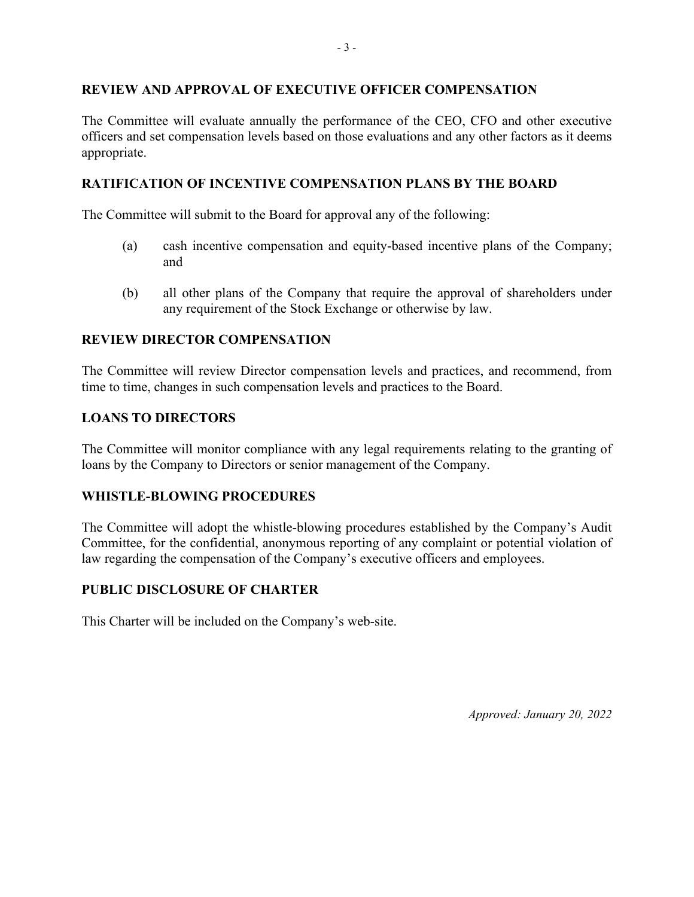## REVIEW AND APPROVAL OF EXECUTIVE OFFICER COMPENSATION

The Committee will evaluate annually the performance of the CEO, CFO and other executive officers and set compensation levels based on those evaluations and any other factors as it deems appropriate.

## RATIFICATION OF INCENTIVE COMPENSATION PLANS BY THE BOARD

The Committee will submit to the Board for approval any of the following:

(a) cash incentive compensation and equity-based incentive plans of the Company; and

(b) all other plans of the Company that require the approval of shareholders under any requirement of the Stock Exchange or otherwise by law.

## REVIEW DIRECTOR COMPENSATION

The Committee will review Director compensation levels and practices, and recommend, from time to time, changes in such compensation levels and practices to the Board.

## LOANS TO DIRECTORS

The Committee will monitor compliance with any legal requirements relating to the granting of loans by the Company to Directors or senior management of the Company.

## WHISTLE-BLOWING PROCEDURES

The Committee will adopt the whistle-blowing procedures established by the Company's Audit Committee, for the confidential, anonymous reporting of any complaint or potential violation of law regarding the compensation of the Company's executive officers and employees.

## PUBLIC DISCLOSURE OF CHARTER

This Charter will be included on the Company's web-site.

*Approved: January 20, 2022*